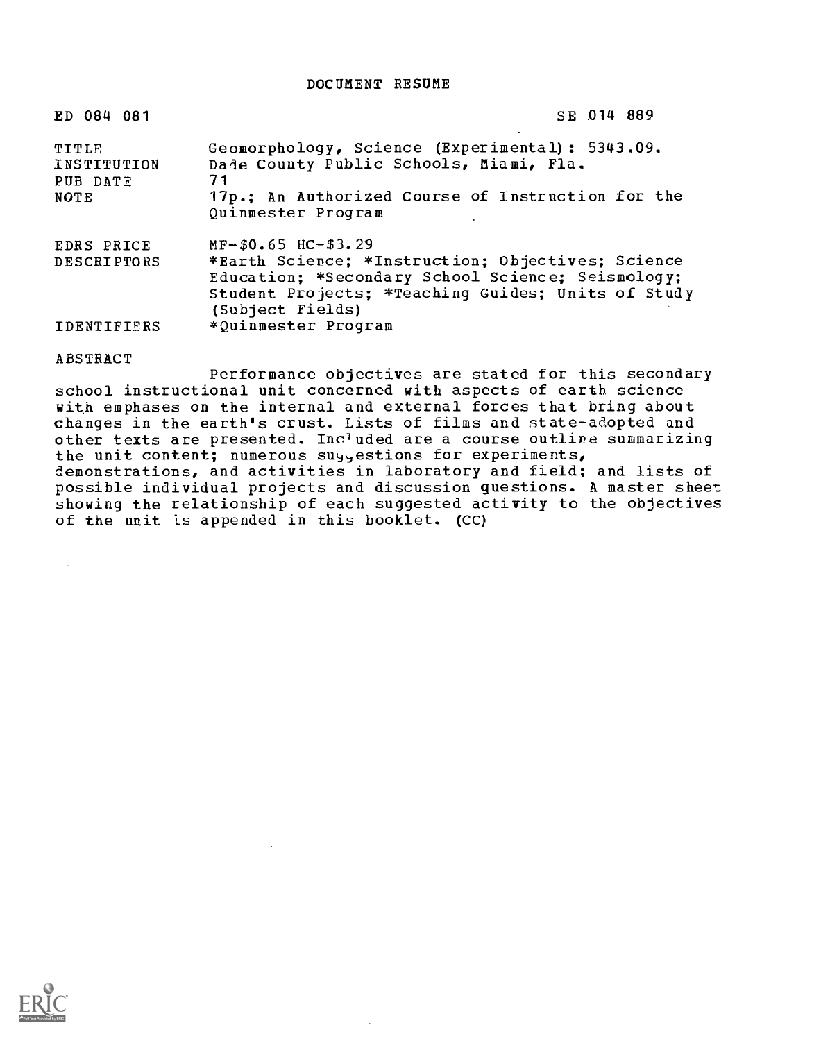# DOCUMENT RESUME

| | |
|---|---|
| ED 084 081 | SE 014 889 |
| TITLE | Geomorphology, Science (Experimental): 5343.09. |
| INSTITUTION | Dade County Public Schools, Miami, Fla. |
| PUB DATE | 71 |
| NOTE | 17p.; An Authorized Course of Instruction for the Quinmester Program |
| EDRS PRICE | MF-$0.65 HC-$3.29 |
| DESCRIPTORS | *Earth Science; *Instruction; Objectives; Science Education; *Secondary School Science; Seismology; Student Projects; *Teaching Guides; Units of Study (Subject Fields) |
| IDENTIFIERS | *Quinmester Program |

ABSTRACT

Performance objectives are stated for this secondary school instructional unit concerned with aspects of earth science with emphases on the internal and external forces that bring about changes in the earth's crust. Lists of films and state-adopted and other texts are presented. Included are a course outline summarizing the unit content; numerous suggestions for experiments, demonstrations, and activities in laboratory and field; and lists of possible individual projects and discussion questions. A master sheet showing the relationship of each suggested activity to the objectives of the unit is appended in this booklet. (CC)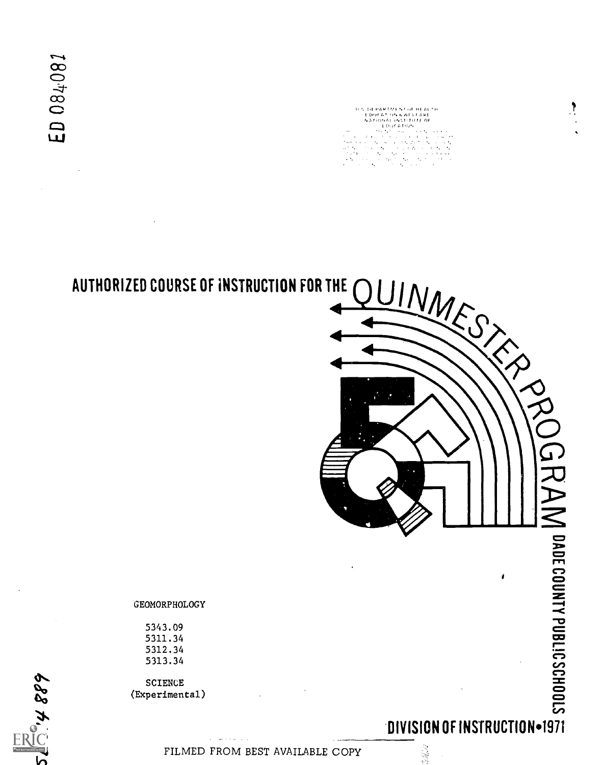ED 084081

U.S. DEPARTMENT OF HEALTH, EDUCATION & WELFARE
NATIONAL INSTITUTE OF EDUCATION

# AUTHORIZED COURSE OF INSTRUCTION FOR THE QUINMESTER PROGRAM

DADE COUNTY PUBLIC SCHOOLS

GEOMORPHOLOGY

5343.09
5311.34
5312.34
5313.34

SCIENCE
(Experimental)

DIVISION OF INSTRUCTION•1971

FILMED FROM BEST AVAILABLE COPY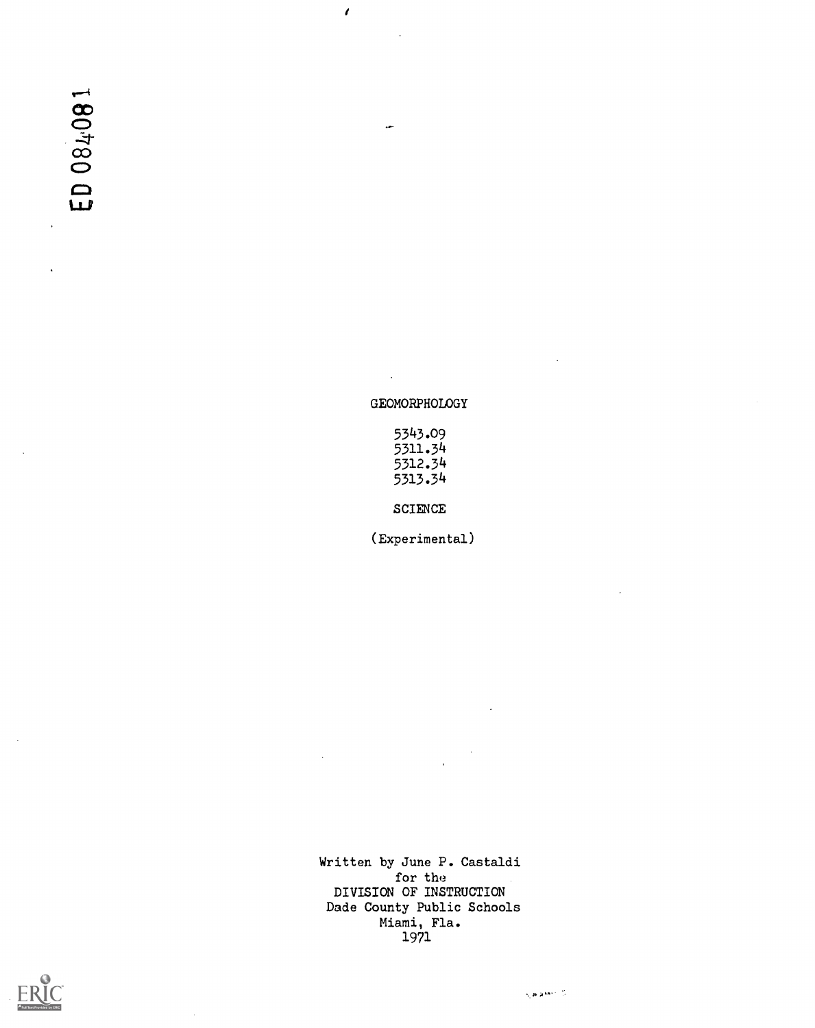ED 084081

# GEOMORPHOLOGY

5343.09
5311.34
5312.34
5313.34

SCIENCE

(Experimental)

Written by June P. Castaldi
for the
DIVISION OF INSTRUCTION
Dade County Public Schools
Miami, Fla.
1971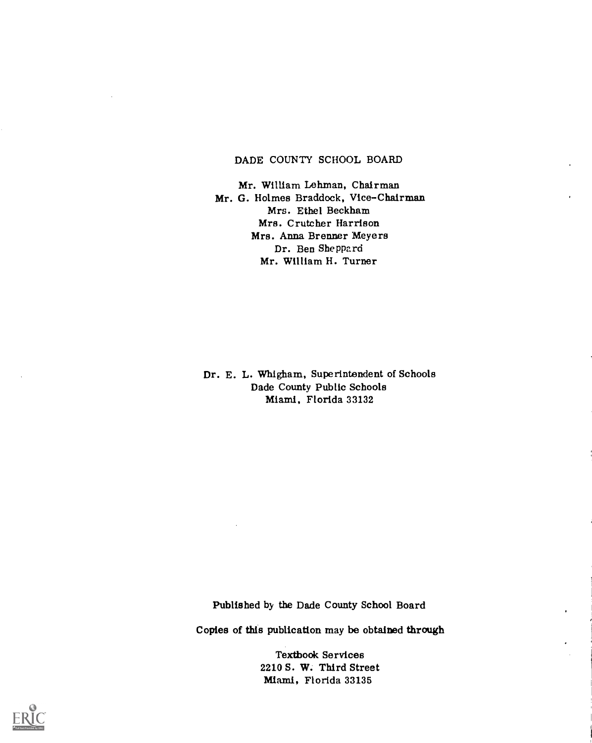DADE COUNTY SCHOOL BOARD

Mr. William Lehman, Chairman
Mr. G. Holmes Braddock, Vice-Chairman
Mrs. Ethel Beckham
Mrs. Crutcher Harrison
Mrs. Anna Brenner Meyers
Dr. Ben Sheppard
Mr. William H. Turner

Dr. E. L. Whigham, Superintendent of Schools
Dade County Public Schools
Miami, Florida 33132

Published by the Dade County School Board

Copies of this publication may be obtained through

Textbook Services
2210 S. W. Third Street
Miami, Florida 33135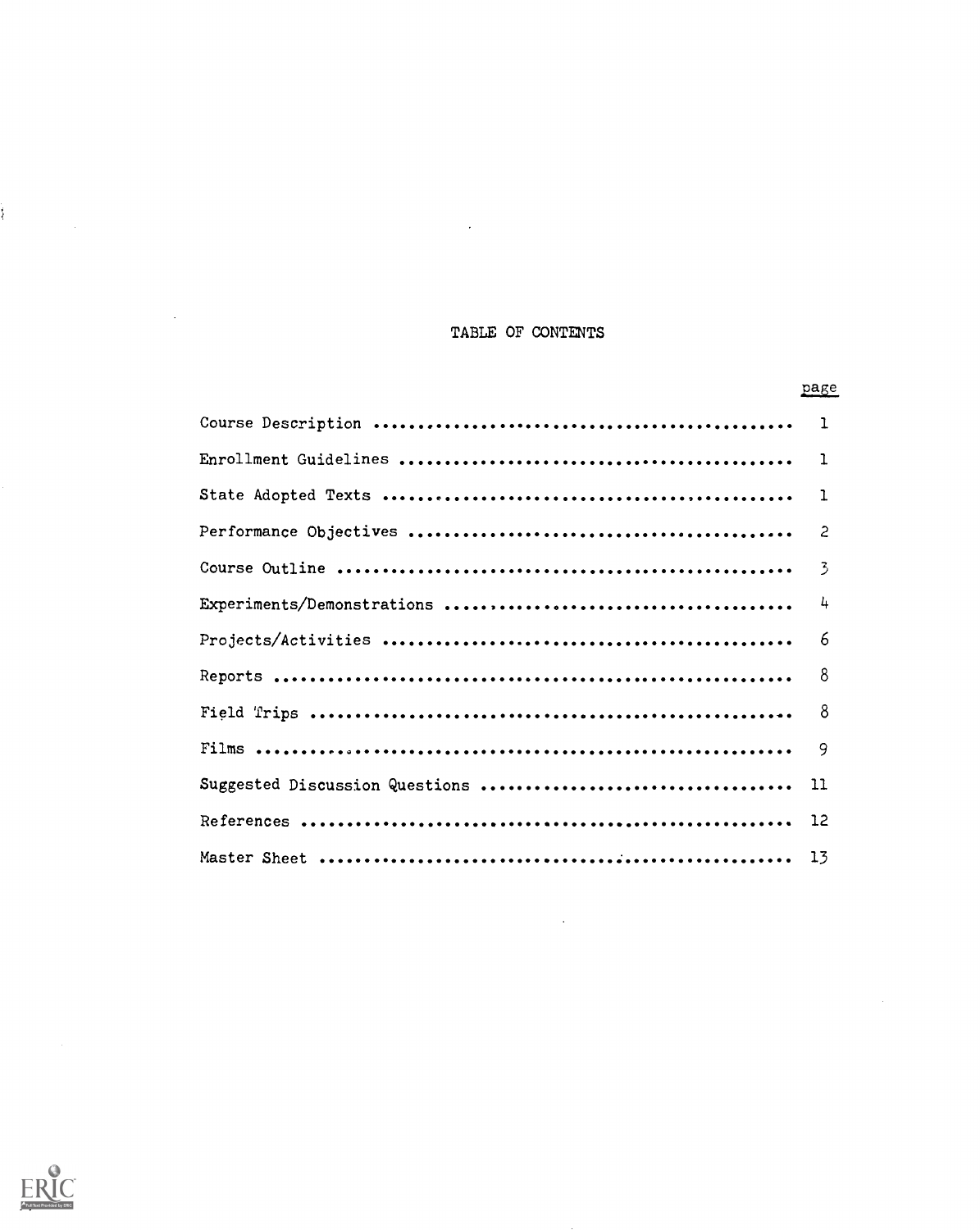# TABLE OF CONTENTS

| | page |
|---|---|
| Course Description | 1 |
| Enrollment Guidelines | 1 |
| State Adopted Texts | 1 |
| Performance Objectives | 2 |
| Course Outline | 3 |
| Experiments/Demonstrations | 4 |
| Projects/Activities | 6 |
| Reports | 8 |
| Field Trips | 8 |
| Films | 9 |
| Suggested Discussion Questions | 11 |
| References | 12 |
| Master Sheet | 13 |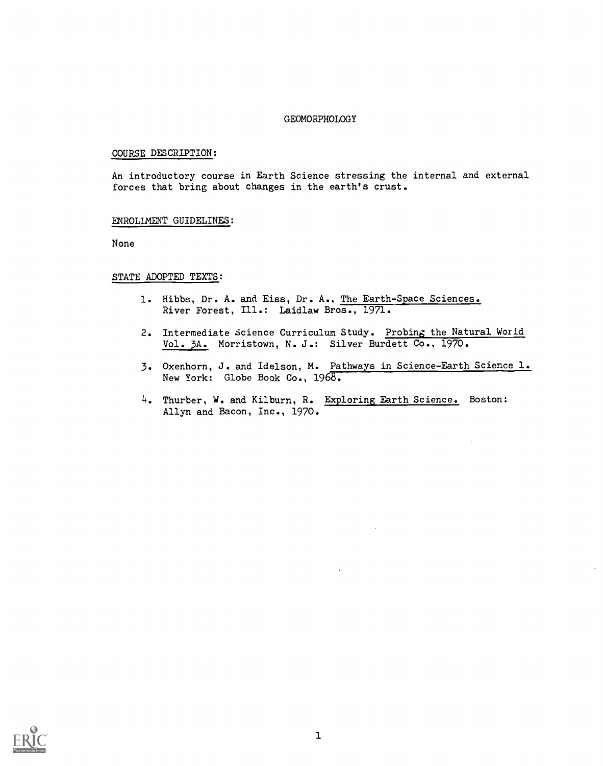# GEOMORPHOLOGY

## COURSE DESCRIPTION:

An introductory course in Earth Science stressing the internal and external forces that bring about changes in the earth's crust.

## ENROLLMENT GUIDELINES:

None

## STATE ADOPTED TEXTS:

1. Hibbs, Dr. A. and Eiss, Dr. A., The Earth-Space Sciences. River Forest, Ill.: Laidlaw Bros., 1971.
2. Intermediate Science Curriculum Study. Probing the Natural World Vol. 3A. Morristown, N. J.: Silver Burdett Co., 1970.
3. Oxenhorn, J. and Idelson, M. Pathways in Science-Earth Science 1. New York: Globe Book Co., 1968.
4. Thurber, W. and Kilburn, R. Exploring Earth Science. Boston: Allyn and Bacon, Inc., 1970.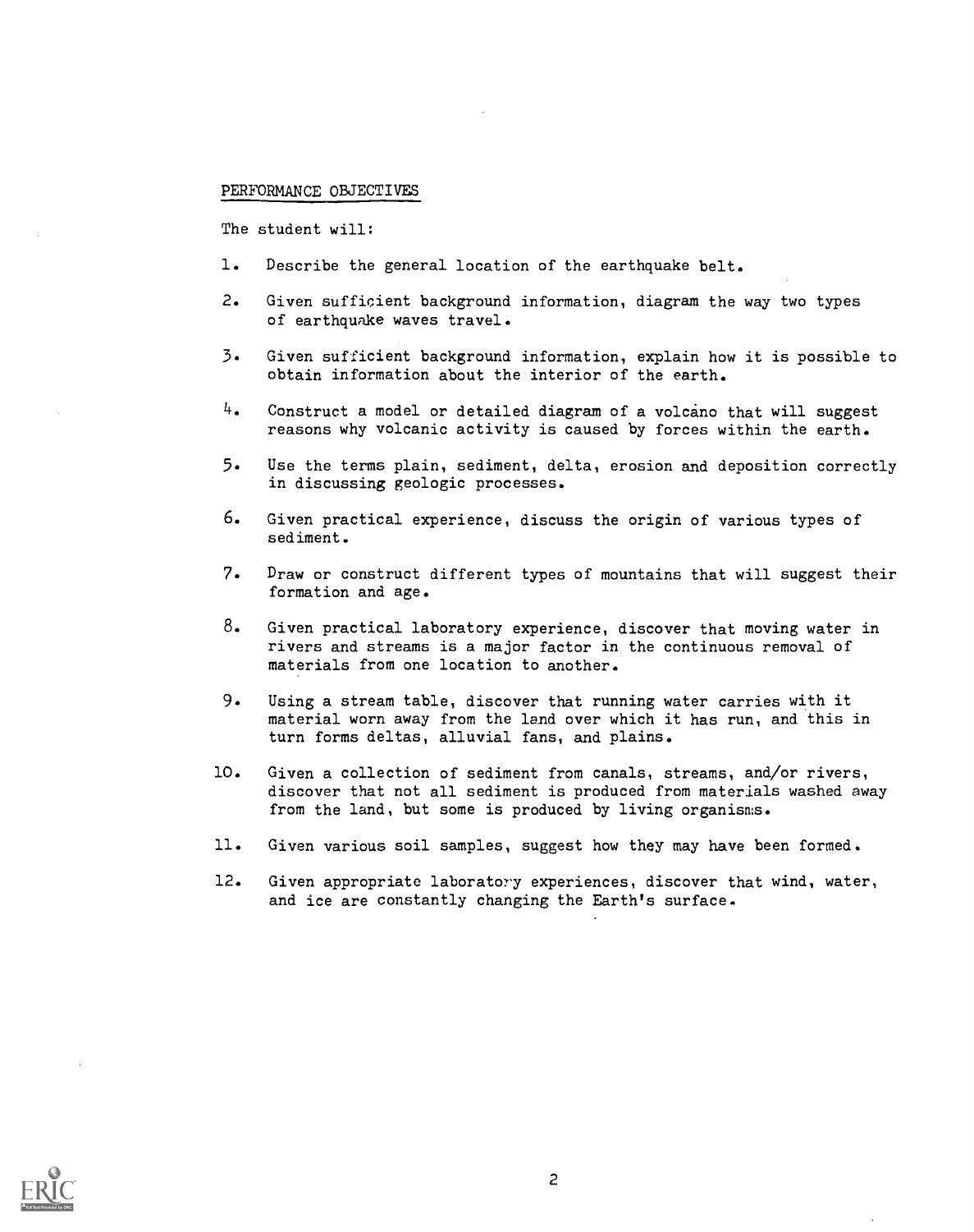## PERFORMANCE OBJECTIVES

The student will:

1. Describe the general location of the earthquake belt.
2. Given sufficient background information, diagram the way two types of earthquake waves travel.
3. Given sufficient background information, explain how it is possible to obtain information about the interior of the earth.
4. Construct a model or detailed diagram of a volcano that will suggest reasons why volcanic activity is caused by forces within the earth.
5. Use the terms plain, sediment, delta, erosion and deposition correctly in discussing geologic processes.
6. Given practical experience, discuss the origin of various types of sediment.
7. Draw or construct different types of mountains that will suggest their formation and age.
8. Given practical laboratory experience, discover that moving water in rivers and streams is a major factor in the continuous removal of materials from one location to another.
9. Using a stream table, discover that running water carries with it material worn away from the land over which it has run, and this in turn forms deltas, alluvial fans, and plains.
10. Given a collection of sediment from canals, streams, and/or rivers, discover that not all sediment is produced from materials washed away from the land, but some is produced by living organisms.
11. Given various soil samples, suggest how they may have been formed.
12. Given appropriate laboratory experiences, discover that wind, water, and ice are constantly changing the Earth's surface.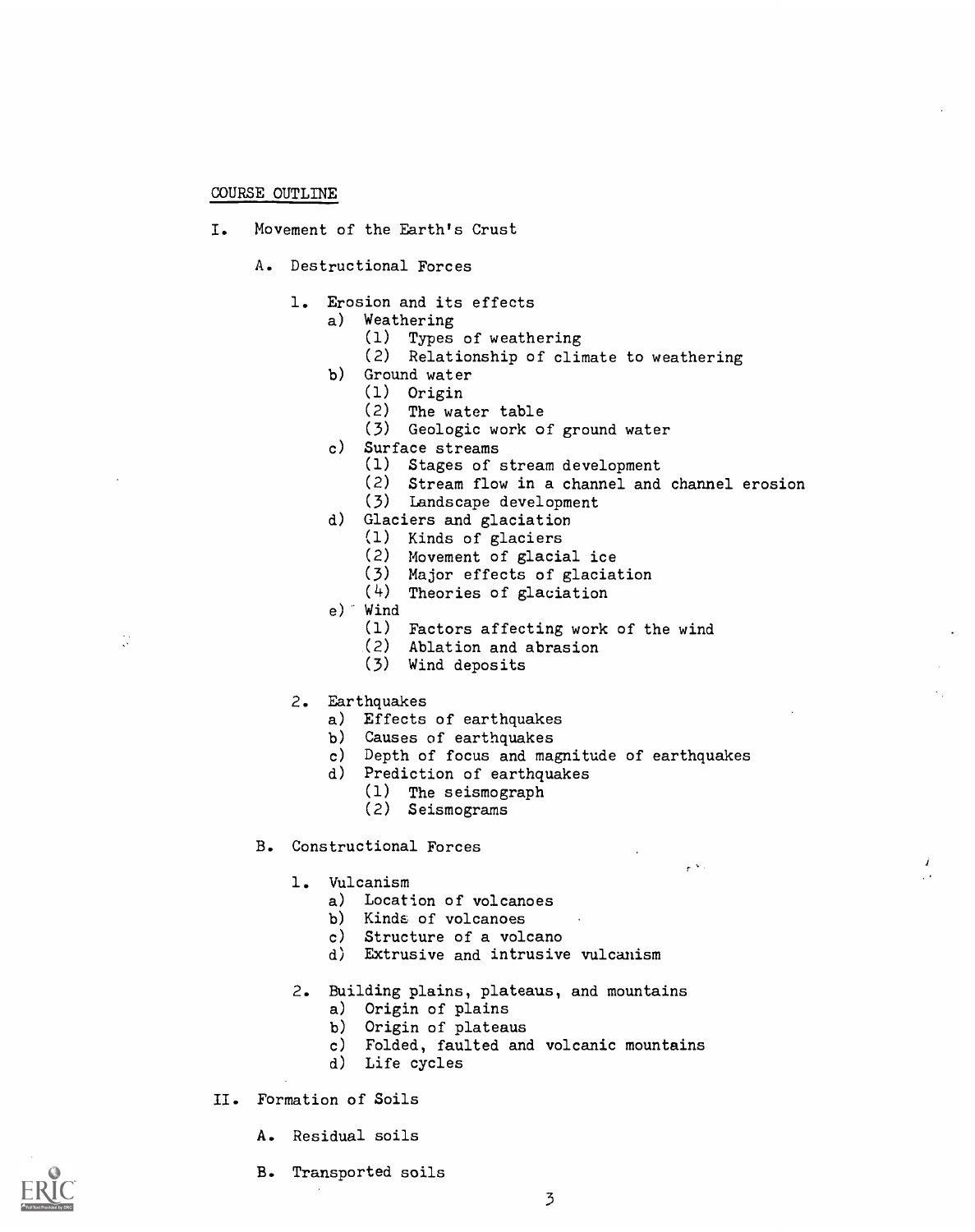## COURSE OUTLINE

I. Movement of the Earth's Crust

   A. Destructional Forces

      1. Erosion and its effects
         a) Weathering
            (1) Types of weathering
            (2) Relationship of climate to weathering
         b) Ground water
            (1) Origin
            (2) The water table
            (3) Geologic work of ground water
         c) Surface streams
            (1) Stages of stream development
            (2) Stream flow in a channel and channel erosion
            (3) Landscape development
         d) Glaciers and glaciation
            (1) Kinds of glaciers
            (2) Movement of glacial ice
            (3) Major effects of glaciation
            (4) Theories of glaciation
         e) Wind
            (1) Factors affecting work of the wind
            (2) Ablation and abrasion
            (3) Wind deposits

      2. Earthquakes
         a) Effects of earthquakes
         b) Causes of earthquakes
         c) Depth of focus and magnitude of earthquakes
         d) Prediction of earthquakes
            (1) The seismograph
            (2) Seismograms

   B. Constructional Forces

      1. Vulcanism
         a) Location of volcanoes
         b) Kinds of volcanoes
         c) Structure of a volcano
         d) Extrusive and intrusive vulcanism

      2. Building plains, plateaus, and mountains
         a) Origin of plains
         b) Origin of plateaus
         c) Folded, faulted and volcanic mountains
         d) Life cycles

II. Formation of Soils

   A. Residual soils

   B. Transported soils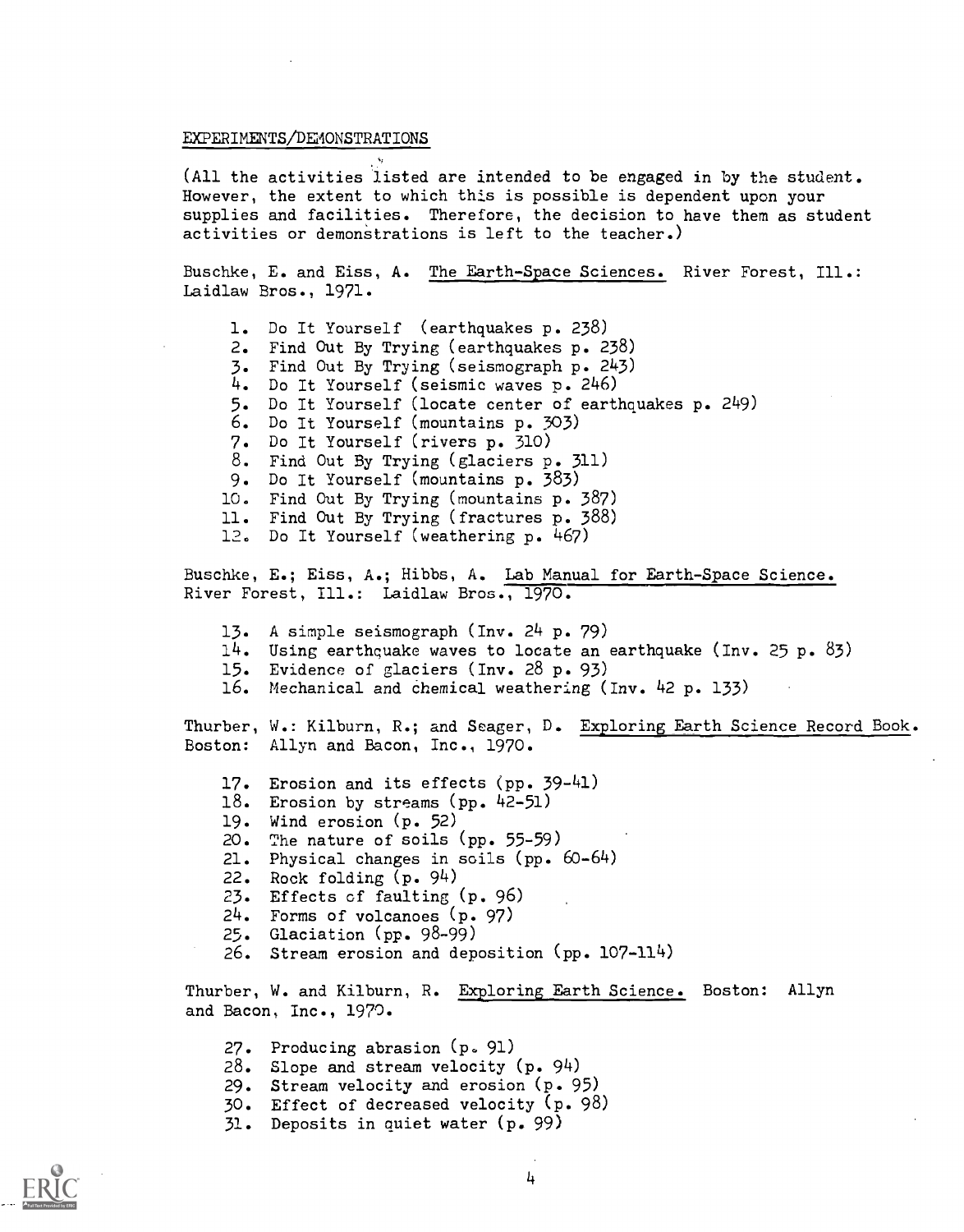## EXPERIMENTS/DEMONSTRATIONS

(All the activities listed are intended to be engaged in by the student. However, the extent to which this is possible is dependent upon your supplies and facilities. Therefore, the decision to have them as student activities or demonstrations is left to the teacher.)

Buschke, E. and Eiss, A. The Earth-Space Sciences. River Forest, Ill.: Laidlaw Bros., 1971.

1. Do It Yourself (earthquakes p. 238)
2. Find Out By Trying (earthquakes p. 238)
3. Find Out By Trying (seismograph p. 243)
4. Do It Yourself (seismic waves p. 246)
5. Do It Yourself (locate center of earthquakes p. 249)
6. Do It Yourself (mountains p. 303)
7. Do It Yourself (rivers p. 310)
8. Find Out By Trying (glaciers p. 311)
9. Do It Yourself (mountains p. 383)
10. Find Out By Trying (mountains p. 387)
11. Find Out By Trying (fractures p. 388)
12. Do It Yourself (weathering p. 467)

Buschke, E.; Eiss, A.; Hibbs, A. Lab Manual for Earth-Space Science. River Forest, Ill.: Laidlaw Bros., 1970.

13. A simple seismograph (Inv. 24 p. 79)
14. Using earthquake waves to locate an earthquake (Inv. 25 p. 83)
15. Evidence of glaciers (Inv. 28 p. 93)
16. Mechanical and chemical weathering (Inv. 42 p. 133)

Thurber, W.: Kilburn, R.; and Seager, D. Exploring Earth Science Record Book. Boston: Allyn and Bacon, Inc., 1970.

17. Erosion and its effects (pp. 39-41)
18. Erosion by streams (pp. 42-51)
19. Wind erosion (p. 52)
20. The nature of soils (pp. 55-59)
21. Physical changes in soils (pp. 60-64)
22. Rock folding (p. 94)
23. Effects of faulting (p. 96)
24. Forms of volcanoes (p. 97)
25. Glaciation (pp. 98-99)
26. Stream erosion and deposition (pp. 107-114)

Thurber, W. and Kilburn, R. Exploring Earth Science. Boston: Allyn and Bacon, Inc., 1970.

27. Producing abrasion (p. 91)
28. Slope and stream velocity (p. 94)
29. Stream velocity and erosion (p. 95)
30. Effect of decreased velocity (p. 98)
31. Deposits in quiet water (p. 99)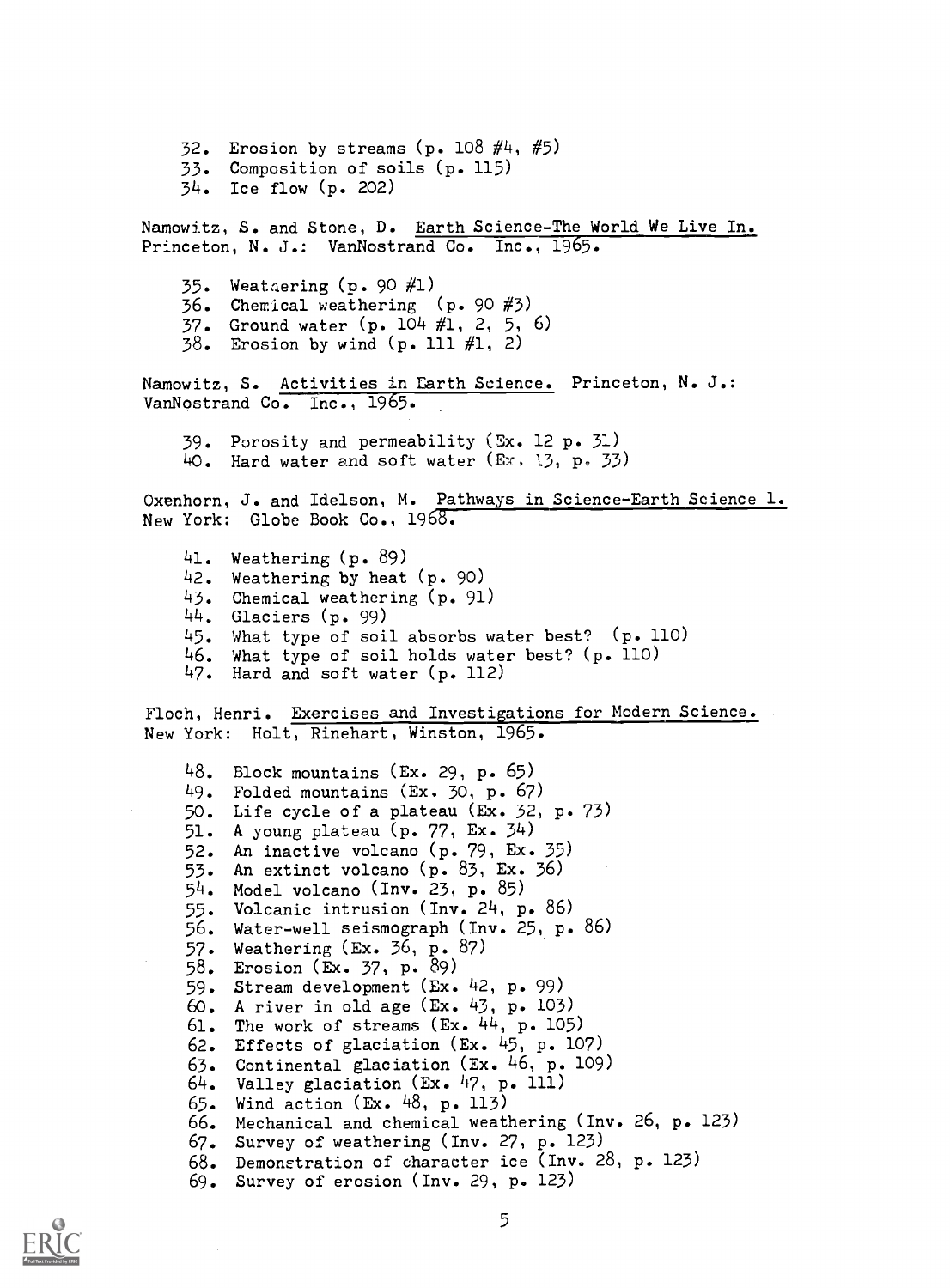32. Erosion by streams (p. 108 #4, #5)
33. Composition of soils (p. 115)
34. Ice flow (p. 202)

Namowitz, S. and Stone, D. Earth Science-The World We Live In. Princeton, N. J.: VanNostrand Co. Inc., 1965.

35. Weathering (p. 90 #1)
36. Chemical weathering (p. 90 #3)
37. Ground water (p. 104 #1, 2, 5, 6)
38. Erosion by wind (p. 111 #1, 2)

Namowitz, S. Activities in Earth Science. Princeton, N. J.: VanNostrand Co. Inc., 1965.

39. Porosity and permeability (Ex. 12 p. 31)
40. Hard water and soft water (Ex. 13, p. 33)

Oxenhorn, J. and Idelson, M. Pathways in Science-Earth Science 1. New York: Globe Book Co., 1968.

41. Weathering (p. 89)
42. Weathering by heat (p. 90)
43. Chemical weathering (p. 91)
44. Glaciers (p. 99)
45. What type of soil absorbs water best? (p. 110)
46. What type of soil holds water best? (p. 110)
47. Hard and soft water (p. 112)

Floch, Henri. Exercises and Investigations for Modern Science. New York: Holt, Rinehart, Winston, 1965.

48. Block mountains (Ex. 29, p. 65)
49. Folded mountains (Ex. 30, p. 67)
50. Life cycle of a plateau (Ex. 32, p. 73)
51. A young plateau (p. 77, Ex. 34)
52. An inactive volcano (p. 79, Ex. 35)
53. An extinct volcano (p. 83, Ex. 36)
54. Model volcano (Inv. 23, p. 85)
55. Volcanic intrusion (Inv. 24, p. 86)
56. Water-well seismograph (Inv. 25, p. 86)
57. Weathering (Ex. 36, p. 87)
58. Erosion (Ex. 37, p. 89)
59. Stream development (Ex. 42, p. 99)
60. A river in old age (Ex. 43, p. 103)
61. The work of streams (Ex. 44, p. 105)
62. Effects of glaciation (Ex. 45, p. 107)
63. Continental glaciation (Ex. 46, p. 109)
64. Valley glaciation (Ex. 47, p. 111)
65. Wind action (Ex. 48, p. 113)
66. Mechanical and chemical weathering (Inv. 26, p. 123)
67. Survey of weathering (Inv. 27, p. 123)
68. Demonstration of character ice (Inv. 28, p. 123)
69. Survey of erosion (Inv. 29, p. 123)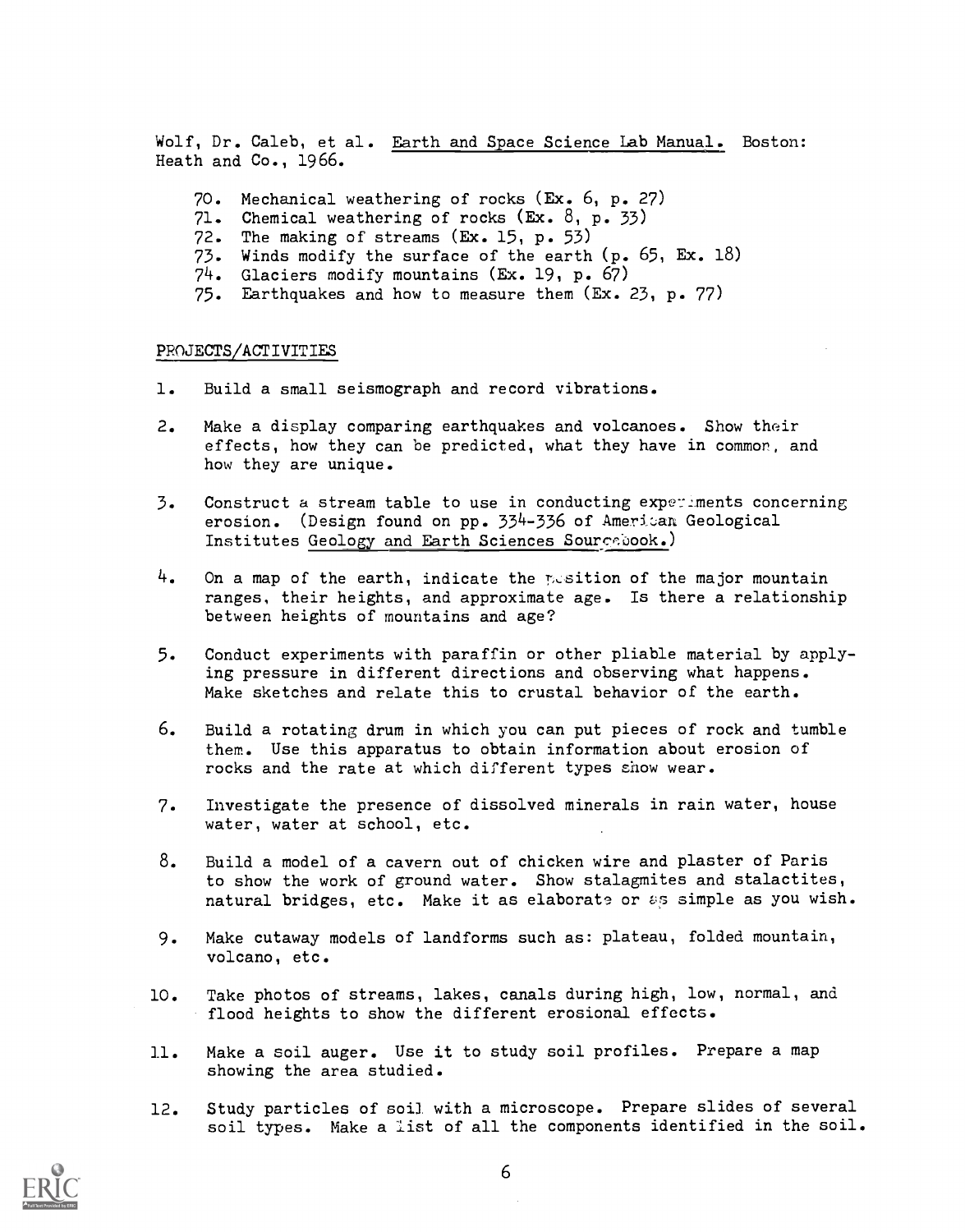Wolf, Dr. Caleb, et al. Earth and Space Science Lab Manual. Boston: Heath and Co., 1966.

70. Mechanical weathering of rocks (Ex. 6, p. 27)
71. Chemical weathering of rocks (Ex. 8, p. 33)
72. The making of streams (Ex. 15, p. 53)
73. Winds modify the surface of the earth (p. 65, Ex. 18)
74. Glaciers modify mountains (Ex. 19, p. 67)
75. Earthquakes and how to measure them (Ex. 23, p. 77)

PROJECTS/ACTIVITIES

1. Build a small seismograph and record vibrations.

2. Make a display comparing earthquakes and volcanoes. Show their effects, how they can be predicted, what they have in common, and how they are unique.

3. Construct a stream table to use in conducting experiments concerning erosion. (Design found on pp. 334-336 of American Geological Institutes Geology and Earth Sciences Sourcebook.)

4. On a map of the earth, indicate the position of the major mountain ranges, their heights, and approximate age. Is there a relationship between heights of mountains and age?

5. Conduct experiments with paraffin or other pliable material by applying pressure in different directions and observing what happens. Make sketches and relate this to crustal behavior of the earth.

6. Build a rotating drum in which you can put pieces of rock and tumble them. Use this apparatus to obtain information about erosion of rocks and the rate at which different types show wear.

7. Investigate the presence of dissolved minerals in rain water, house water, water at school, etc.

8. Build a model of a cavern out of chicken wire and plaster of Paris to show the work of ground water. Show stalagmites and stalactites, natural bridges, etc. Make it as elaborate or as simple as you wish.

9. Make cutaway models of landforms such as: plateau, folded mountain, volcano, etc.

10. Take photos of streams, lakes, canals during high, low, normal, and flood heights to show the different erosional effects.

11. Make a soil auger. Use it to study soil profiles. Prepare a map showing the area studied.

12. Study particles of soil with a microscope. Prepare slides of several soil types. Make a list of all the components identified in the soil.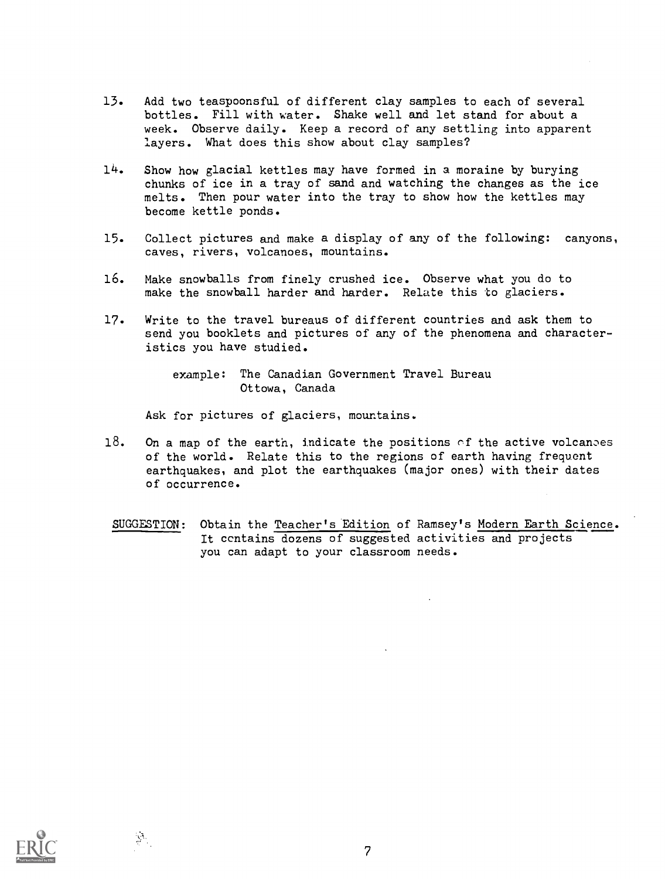13. Add two teaspoonsful of different clay samples to each of several bottles. Fill with water. Shake well and let stand for about a week. Observe daily. Keep a record of any settling into apparent layers. What does this show about clay samples?

14. Show how glacial kettles may have formed in a moraine by burying chunks of ice in a tray of sand and watching the changes as the ice melts. Then pour water into the tray to show how the kettles may become kettle ponds.

15. Collect pictures and make a display of any of the following: canyons, caves, rivers, volcanoes, mountains.

16. Make snowballs from finely crushed ice. Observe what you do to make the snowball harder and harder. Relate this to glaciers.

17. Write to the travel bureaus of different countries and ask them to send you booklets and pictures of any of the phenomena and characteristics you have studied.

    example: The Canadian Government Travel Bureau
    Ottowa, Canada

    Ask for pictures of glaciers, mountains.

18. On a map of the earth, indicate the positions of the active volcanoes of the world. Relate this to the regions of earth having frequent earthquakes, and plot the earthquakes (major ones) with their dates of occurrence.

<u>SUGGESTION</u>: Obtain the <u>Teacher's Edition</u> of Ramsey's <u>Modern Earth Science</u>. It contains dozens of suggested activities and projects you can adapt to your classroom needs.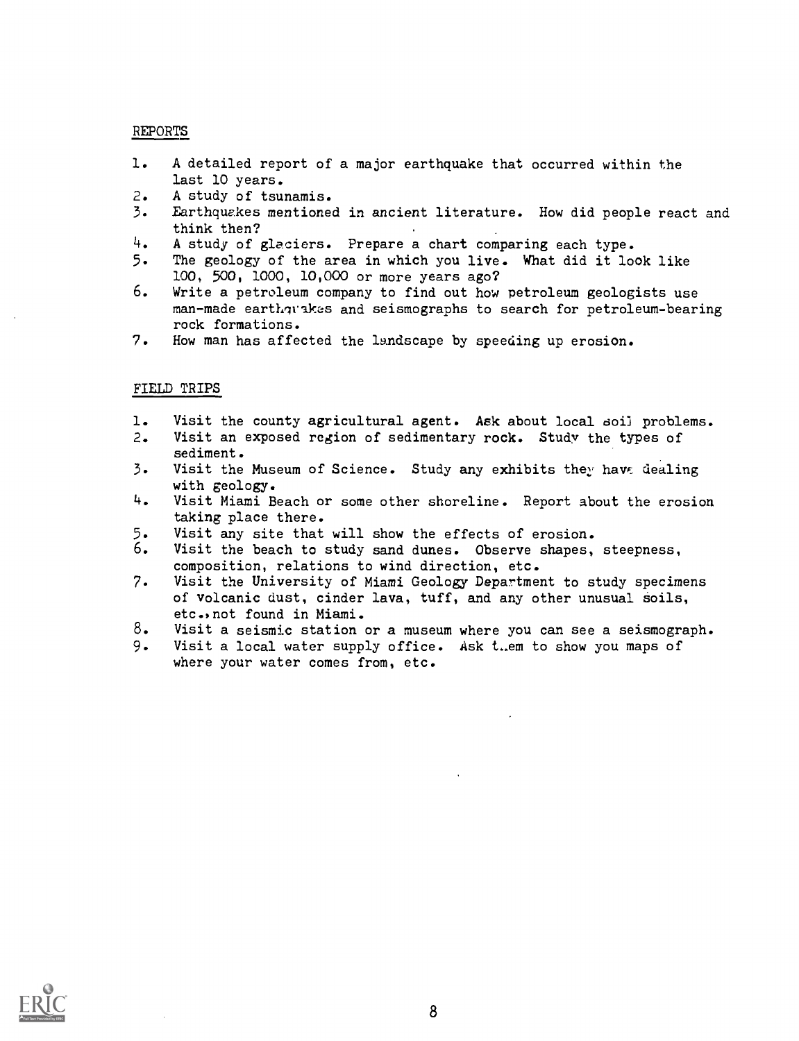## REPORTS

1. A detailed report of a major earthquake that occurred within the last 10 years.
2. A study of tsunamis.
3. Earthquakes mentioned in ancient literature. How did people react and think then?
4. A study of glaciers. Prepare a chart comparing each type.
5. The geology of the area in which you live. What did it look like 100, 500, 1000, 10,000 or more years ago?
6. Write a petroleum company to find out how petroleum geologists use man-made earthquakes and seismographs to search for petroleum-bearing rock formations.
7. How man has affected the landscape by speeding up erosion.

## FIELD TRIPS

1. Visit the county agricultural agent. Ask about local soil problems.
2. Visit an exposed region of sedimentary rock. Study the types of sediment.
3. Visit the Museum of Science. Study any exhibits they have dealing with geology.
4. Visit Miami Beach or some other shoreline. Report about the erosion taking place there.
5. Visit any site that will show the effects of erosion.
6. Visit the beach to study sand dunes. Observe shapes, steepness, composition, relations to wind direction, etc.
7. Visit the University of Miami Geology Department to study specimens of volcanic dust, cinder lava, tuff, and any other unusual soils, etc., not found in Miami.
8. Visit a seismic station or a museum where you can see a seismograph.
9. Visit a local water supply office. Ask them to show you maps of where your water comes from, etc.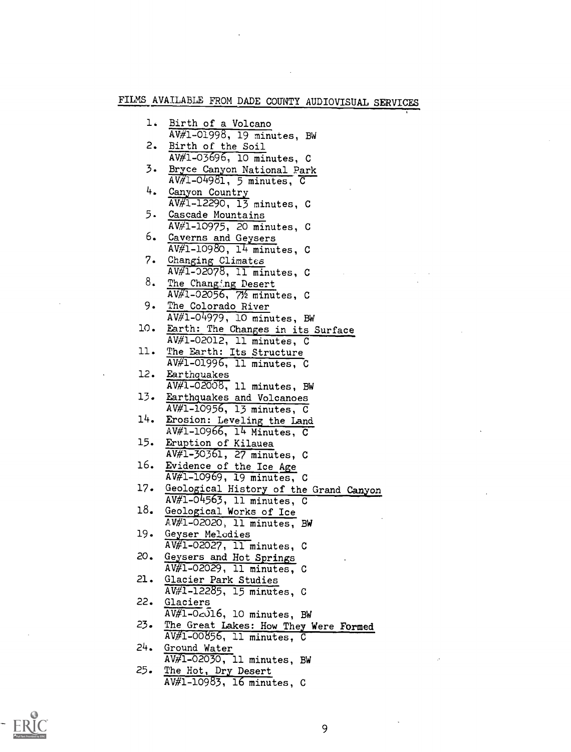FILMS AVAILABLE FROM DADE COUNTY AUDIOVISUAL SERVICES

1. Birth of a Volcano
   AV#1-01998, 19 minutes, BW
2. Birth of the Soil
   AV#1-03696, 10 minutes, C
3. Bryce Canyon National Park
   AV#1-04981, 5 minutes, C
4. Canyon Country
   AV#1-12290, 13 minutes, C
5. Cascade Mountains
   AV#1-10975, 20 minutes, C
6. Caverns and Geysers
   AV#1-10980, 14 minutes, C
7. Changing Climates
   AV#1-02078, 11 minutes, C
8. The Changing Desert
   AV#1-02056, 7½ minutes, C
9. The Colorado River
   AV#1-04979, 10 minutes, BW
10. Earth: The Changes in its Surface
    AV#1-02012, 11 minutes, C
11. The Earth: Its Structure
    AV#1-01996, 11 minutes, C
12. Earthquakes
    AV#1-02008, 11 minutes, BW
13. Earthquakes and Volcanoes
    AV#1-10956, 13 minutes, C
14. Erosion: Leveling the Land
    AV#1-10966, 14 Minutes, C
15. Eruption of Kilauea
    AV#1-30361, 27 minutes, C
16. Evidence of the Ice Age
    AV#1-10969, 19 minutes, C
17. Geological History of the Grand Canyon
    AV#1-04563, 11 minutes, C
18. Geological Works of Ice
    AV#1-02020, 11 minutes, BW
19. Geyser Melodies
    AV#1-02027, 11 minutes, C
20. Geysers and Hot Springs
    AV#1-02029, 11 minutes, C
21. Glacier Park Studies
    AV#1-12285, 15 minutes, C
22. Glaciers
    AV#1-02016, 10 minutes, BW
23. The Great Lakes: How They Were Formed
    AV#1-00856, 11 minutes, C
24. Ground Water
    AV#1-02030, 11 minutes, BW
25. The Hot, Dry Desert
    AV#1-10983, 16 minutes, C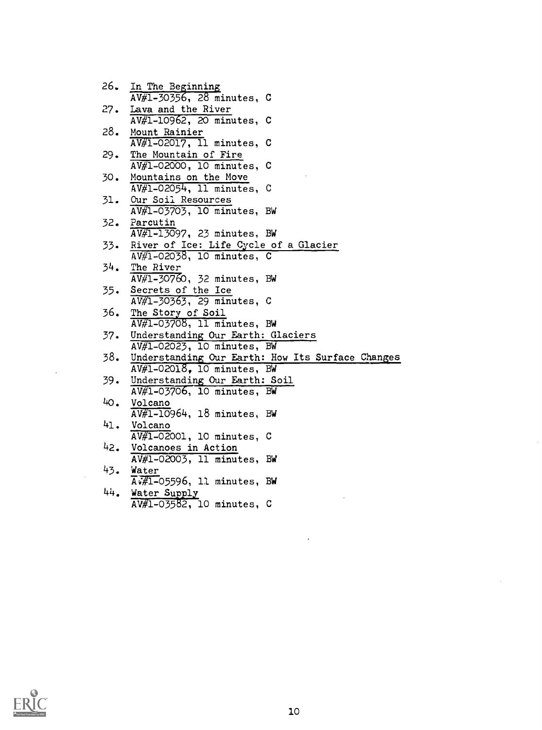26. In The Beginning
    AV#1-30356, 28 minutes, C
27. Lava and the River
    AV#1-10962, 20 minutes, C
28. Mount Rainier
    AV#1-02017, 11 minutes, C
29. The Mountain of Fire
    AV#1-02000, 10 minutes, C
30. Mountains on the Move
    AV#1-02054, 11 minutes, C
31. Our Soil Resources
    AV#1-03703, 10 minutes, BW
32. Parcutin
    AV#1-13097, 23 minutes, BW
33. River of Ice: Life Cycle of a Glacier
    AV#1-02038, 10 minutes, C
34. The River
    AV#1-30760, 32 minutes, BW
35. Secrets of the Ice
    AV#1-30363, 29 minutes, C
36. The Story of Soil
    AV#1-03708, 11 minutes, BW
37. Understanding Our Earth: Glaciers
    AV#1-02023, 10 minutes, BW
38. Understanding Our Earth: How Its Surface Changes
    AV#1-02018, 10 minutes, BW
39. Understanding Our Earth: Soil
    AV#1-03706, 10 minutes, BW
40. Volcano
    AV#1-10964, 18 minutes, BW
41. Volcano
    AV#1-02001, 10 minutes, C
42. Volcanoes in Action
    AV#1-02003, 11 minutes, BW
43. Water
    AV#1-05596, 11 minutes, BW
44. Water Supply
    AV#1-03582, 10 minutes, C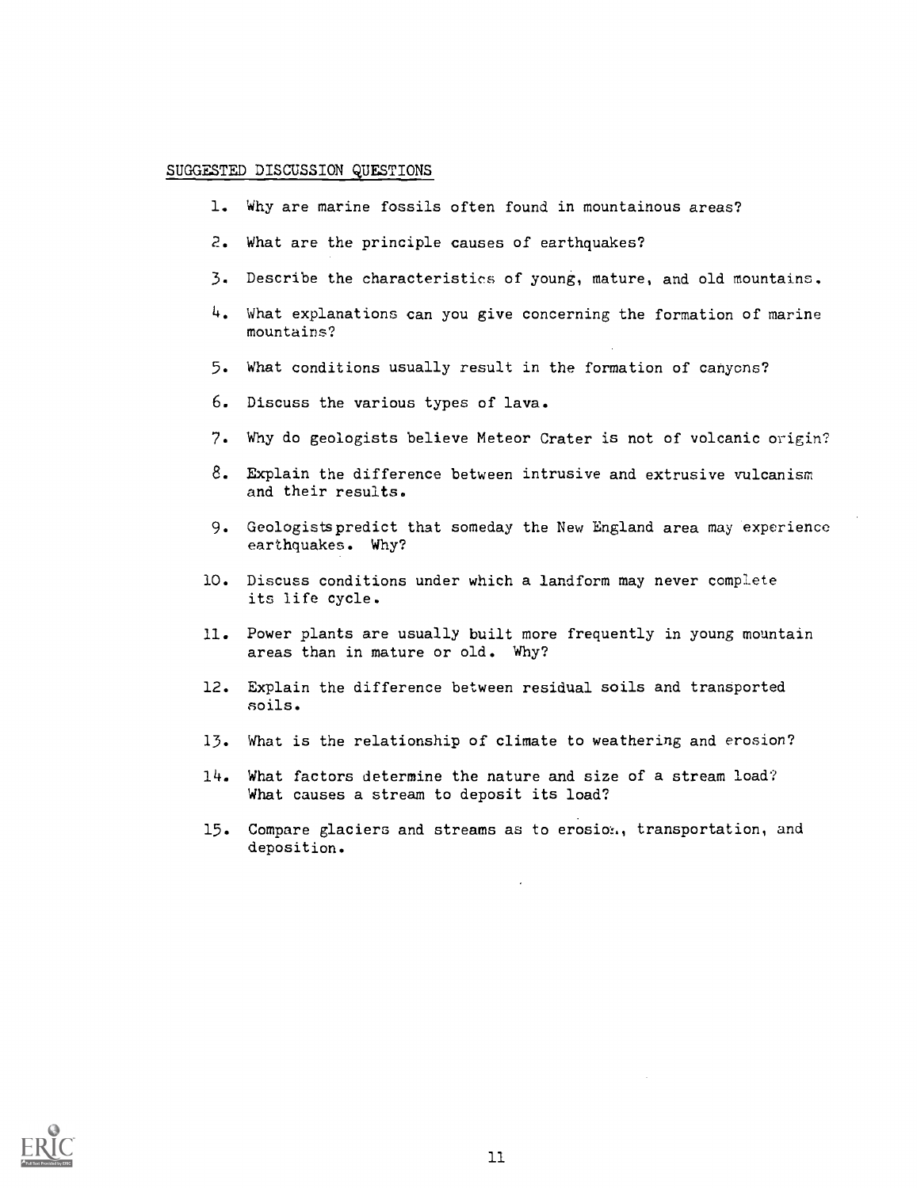## SUGGESTED DISCUSSION QUESTIONS

1. Why are marine fossils often found in mountainous areas?
2. What are the principle causes of earthquakes?
3. Describe the characteristics of young, mature, and old mountains.
4. What explanations can you give concerning the formation of marine mountains?
5. What conditions usually result in the formation of canyons?
6. Discuss the various types of lava.
7. Why do geologists believe Meteor Crater is not of volcanic origin?
8. Explain the difference between intrusive and extrusive vulcanism and their results.
9. Geologists predict that someday the New England area may experience earthquakes. Why?
10. Discuss conditions under which a landform may never complete its life cycle.
11. Power plants are usually built more frequently in young mountain areas than in mature or old. Why?
12. Explain the difference between residual soils and transported soils.
13. What is the relationship of climate to weathering and erosion?
14. What factors determine the nature and size of a stream load? What causes a stream to deposit its load?
15. Compare glaciers and streams as to erosion, transportation, and deposition.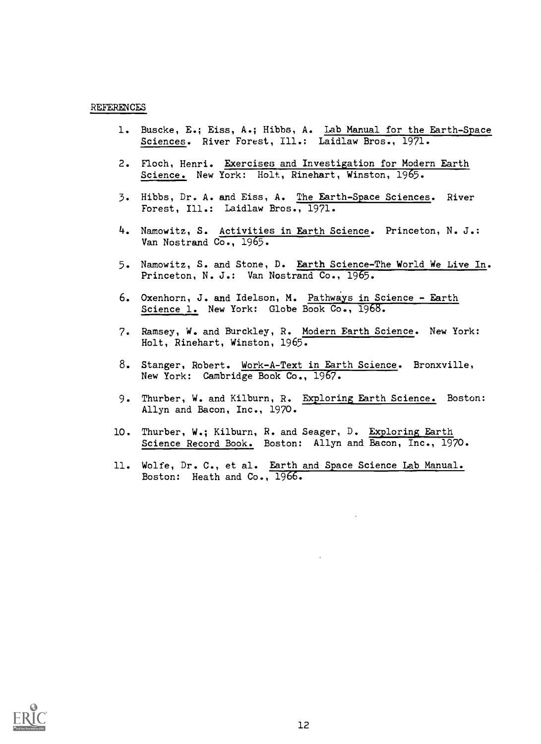## REFERENCES

1. Buscke, E.; Eiss, A.; Hibbs, A. Lab Manual for the Earth-Space Sciences. River Forest, Ill.: Laidlaw Bros., 1971.

2. Floch, Henri. Exercises and Investigation for Modern Earth Science. New York: Holt, Rinehart, Winston, 1965.

3. Hibbs, Dr. A. and Eiss, A. The Earth-Space Sciences. River Forest, Ill.: Laidlaw Bros., 1971.

4. Namowitz, S. Activities in Earth Science. Princeton, N. J.: Van Nostrand Co., 1965.

5. Namowitz, S. and Stone, D. Earth Science-The World We Live In. Princeton, N. J.: Van Nostrand Co., 1965.

6. Oxenhorn, J. and Idelson, M. Pathways in Science - Earth Science 1. New York: Globe Book Co., 1968.

7. Ramsey, W. and Burckley, R. Modern Earth Science. New York: Holt, Rinehart, Winston, 1965.

8. Stanger, Robert. Work-A-Text in Earth Science. Bronxville, New York: Cambridge Book Co., 1967.

9. Thurber, W. and Kilburn, R. Exploring Earth Science. Boston: Allyn and Bacon, Inc., 1970.

10. Thurber, W.; Kilburn, R. and Seager, D. Exploring Earth Science Record Book. Boston: Allyn and Bacon, Inc., 1970.

11. Wolfe, Dr. C., et al. Earth and Space Science Lab Manual. Boston: Heath and Co., 1966.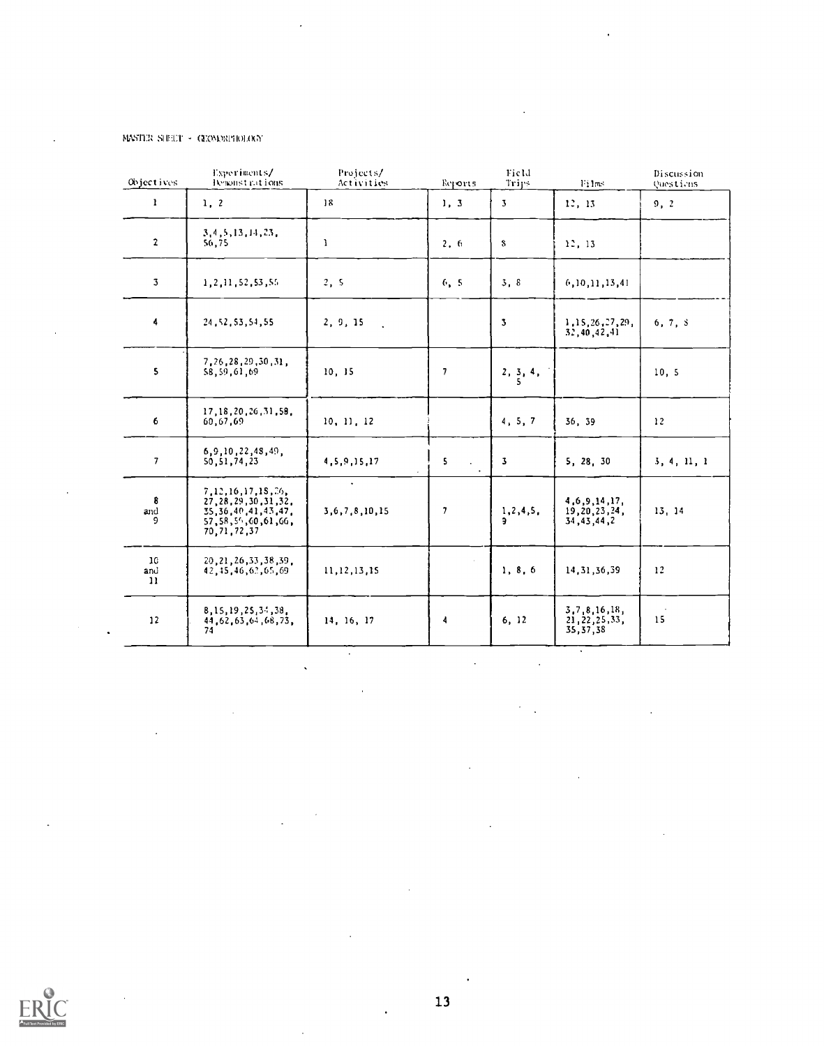MASTER SHEET - GEOMORPHOLOGY

| Objectives | Experiments/ Demonstrations | Projects/ Activities | Reports | Field Trips | Films | Discussion Questions |
|---|---|---|---|---|---|---|
| 1 | 1, 2 | 18 | 1, 3 | 3 | 12, 13 | 9, 2 |
| 2 | 3,4,5,13,14,23, 56,75 | 1 | 2, 6 | 8 | 12, 13 | |
| 3 | 1,2,11,52,53,55 | 2, 5 | 6, 5 | 3, 8 | 6,10,11,13,41 | |
| 4 | 24,52,53,54,55 | 2, 9, 15 | | 3 | 1,15,26,27,29, 32,40,42,41 | 6, 7, 8 |
| 5 | 7,26,28,29,30,31, 58,59,61,69 | 10, 15 | 7 | 2, 3, 4, 5 | | 10, 5 |
| 6 | 17,18,20,26,31,58, 60,67,69 | 10, 11, 12 | | 4, 5, 7 | 36, 39 | 12 |
| 7 | 6,9,10,22,48,49, 50,51,74,23 | 4,5,9,15,17 | 5 | 3 | 5, 28, 30 | 3, 4, 11, 1 |
| 8 and 9 | 7,12,16,17,18,26, 27,28,29,30,31,32, 35,36,40,41,43,47, 57,58,59,60,61,66, 70,71,72,37 | 3,6,7,8,10,15 | 7 | 1,2,4,5, 9 | 4,6,9,14,17, 19,20,23,24, 34,43,44,2 | 13, 14 |
| 10 and 11 | 20,21,26,33,38,39, 42,45,46,62,65,69 | 11,12,13,15 | | 1, 8, 6 | 14,31,36,39 | 12 |
| 12 | 8,15,19,25,34,38, 44,62,63,64,68,73, 74 | 14, 16, 17 | 4 | 6, 12 | 3,7,8,16,18, 21,22,25,33, 35,37,38 | 15 |